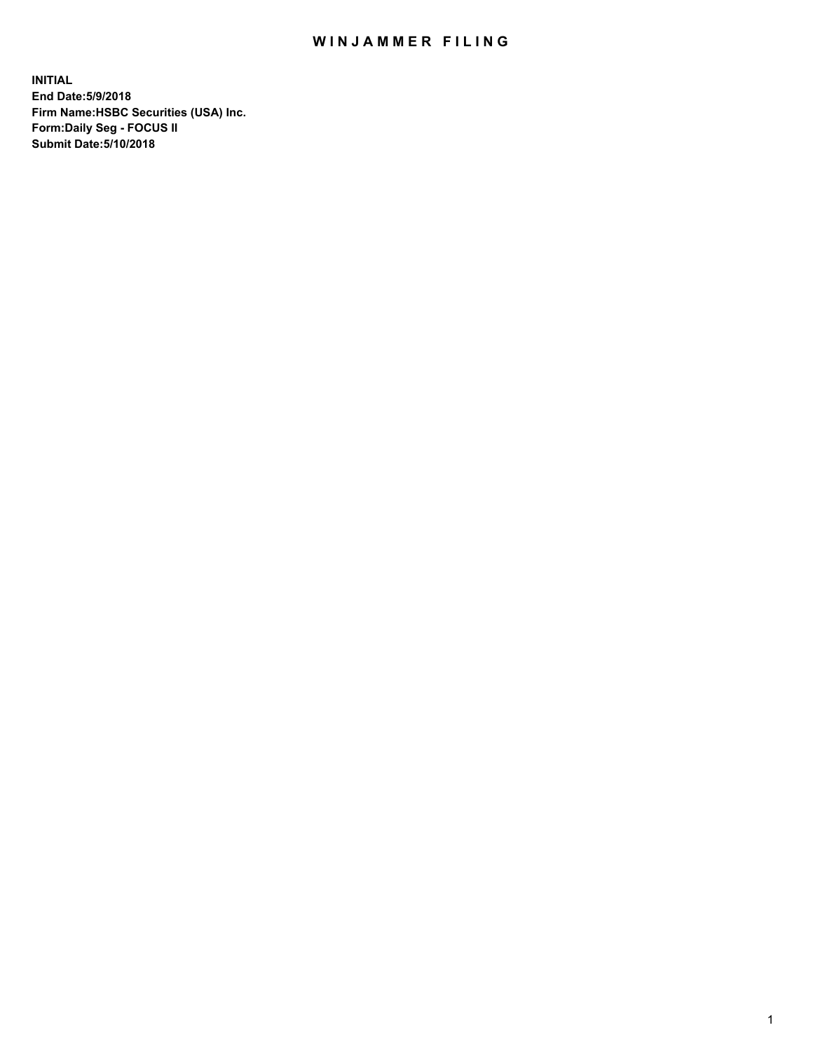# WINJAMMER FILING

**INITIAL**
**End Date:5/9/2018**
**Firm Name:HSBC Securities (USA) Inc.**
**Form:Daily Seg - FOCUS II**
**Submit Date:5/10/2018**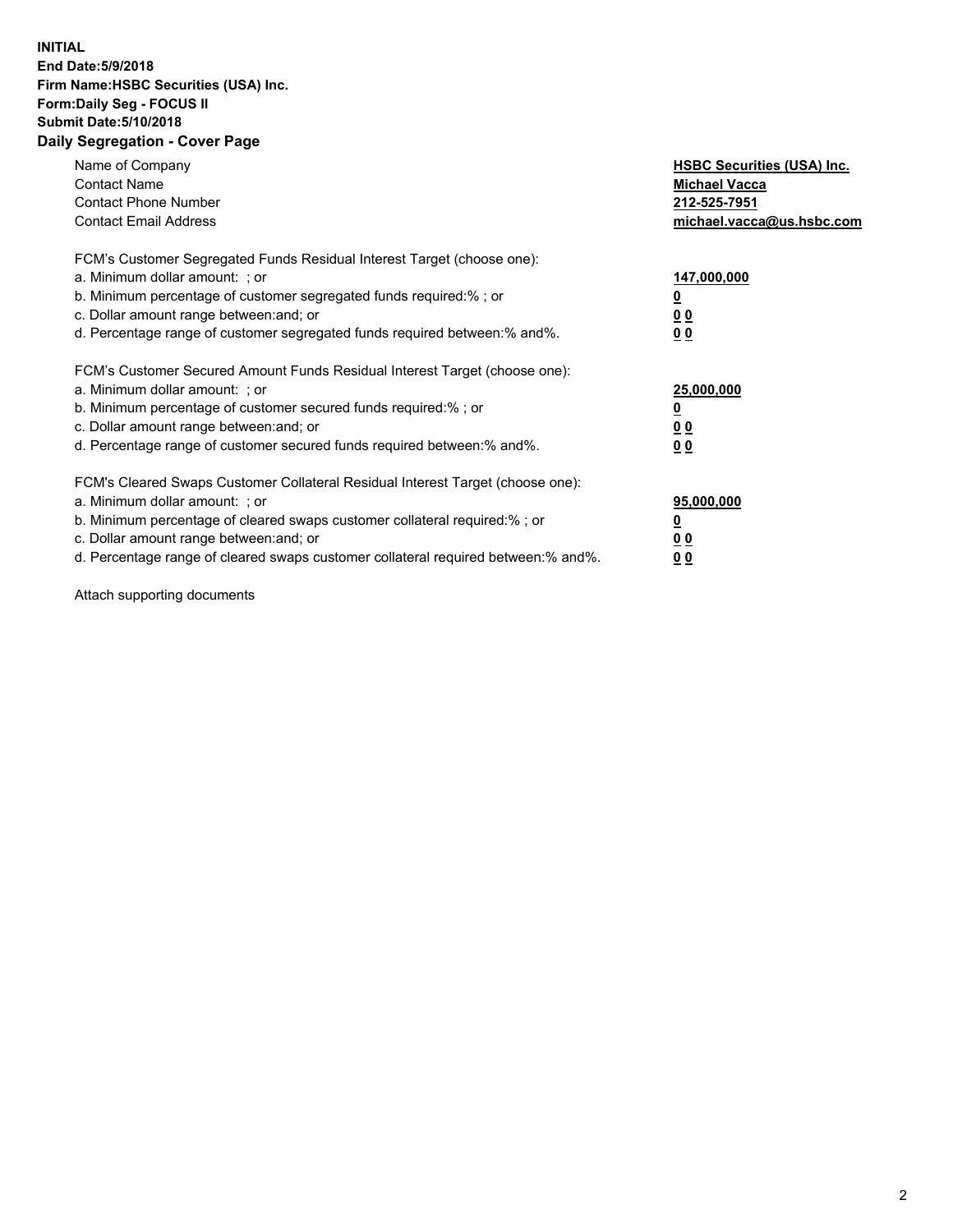**INITIAL**
**End Date:5/9/2018**
**Firm Name:HSBC Securities (USA) Inc.**
**Form:Daily Seg - FOCUS II**
**Submit Date:5/10/2018**

## Daily Segregation - Cover Page

| | |
|---|---|
| Name of Company | **HSBC Securities (USA) Inc.** |
| Contact Name | **Michael Vacca** |
| Contact Phone Number | **212-525-7951** |
| Contact Email Address | **michael.vacca@us.hsbc.com** |

FCM's Customer Segregated Funds Residual Interest Target (choose one):

| | |
|---|---|
| a. Minimum dollar amount: ; or | **147,000,000** |
| b. Minimum percentage of customer segregated funds required:% ; or | **0** |
| c. Dollar amount range between:and; or | **0 0** |
| d. Percentage range of customer segregated funds required between:% and%. | **0 0** |

FCM's Customer Secured Amount Funds Residual Interest Target (choose one):

| | |
|---|---|
| a. Minimum dollar amount: ; or | **25,000,000** |
| b. Minimum percentage of customer secured funds required:% ; or | **0** |
| c. Dollar amount range between:and; or | **0 0** |
| d. Percentage range of customer secured funds required between:% and%. | **0 0** |

FCM's Cleared Swaps Customer Collateral Residual Interest Target (choose one):

| | |
|---|---|
| a. Minimum dollar amount: ; or | **95,000,000** |
| b. Minimum percentage of cleared swaps customer collateral required:% ; or | **0** |
| c. Dollar amount range between:and; or | **0 0** |
| d. Percentage range of cleared swaps customer collateral required between:% and%. | **0 0** |

Attach supporting documents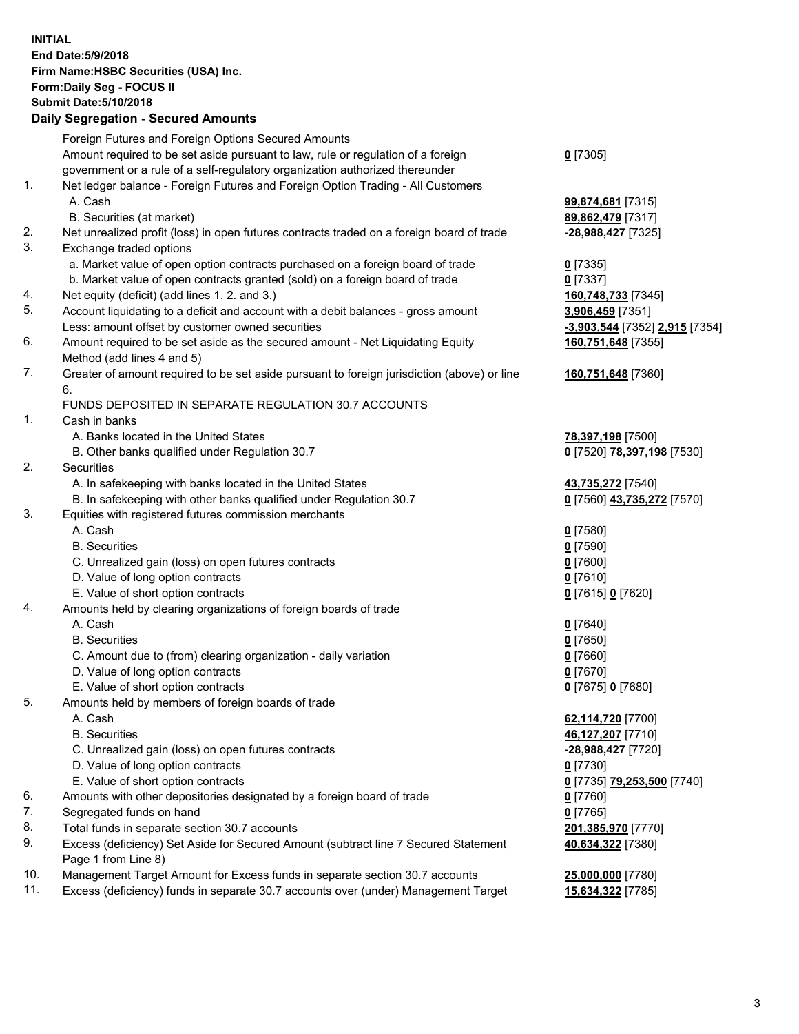**INITIAL**
**End Date:5/9/2018**
**Firm Name:HSBC Securities (USA) Inc.**
**Form:Daily Seg - FOCUS II**
**Submit Date:5/10/2018**

## Daily Segregation - Secured Amounts

| | | |
|---|---|---|
| | Foreign Futures and Foreign Options Secured Amounts | |
| | Amount required to be set aside pursuant to law, rule or regulation of a foreign government or a rule of a self-regulatory organization authorized thereunder | **0** [7305] |
| 1. | Net ledger balance - Foreign Futures and Foreign Option Trading - All Customers | |
| | A. Cash | **99,874,681** [7315] |
| | B. Securities (at market) | **89,862,479** [7317] |
| 2. | Net unrealized profit (loss) in open futures contracts traded on a foreign board of trade | **-28,988,427** [7325] |
| 3. | Exchange traded options | |
| | a. Market value of open option contracts purchased on a foreign board of trade | **0** [7335] |
| | b. Market value of open contracts granted (sold) on a foreign board of trade | **0** [7337] |
| 4. | Net equity (deficit) (add lines 1. 2. and 3.) | **160,748,733** [7345] |
| 5. | Account liquidating to a deficit and account with a debit balances - gross amount | **3,906,459** [7351] |
| | Less: amount offset by customer owned securities | **-3,903,544** [7352] **2,915** [7354] |
| 6. | Amount required to be set aside as the secured amount - Net Liquidating Equity Method (add lines 4 and 5) | **160,751,648** [7355] |
| 7. | Greater of amount required to be set aside pursuant to foreign jurisdiction (above) or line 6. | **160,751,648** [7360] |
| | FUNDS DEPOSITED IN SEPARATE REGULATION 30.7 ACCOUNTS | |
| 1. | Cash in banks | |
| | A. Banks located in the United States | **78,397,198** [7500] |
| | B. Other banks qualified under Regulation 30.7 | **0** [7520] **78,397,198** [7530] |
| 2. | Securities | |
| | A. In safekeeping with banks located in the United States | **43,735,272** [7540] |
| | B. In safekeeping with other banks qualified under Regulation 30.7 | **0** [7560] **43,735,272** [7570] |
| 3. | Equities with registered futures commission merchants | |
| | A. Cash | **0** [7580] |
| | B. Securities | **0** [7590] |
| | C. Unrealized gain (loss) on open futures contracts | **0** [7600] |
| | D. Value of long option contracts | **0** [7610] |
| | E. Value of short option contracts | **0** [7615] **0** [7620] |
| 4. | Amounts held by clearing organizations of foreign boards of trade | |
| | A. Cash | **0** [7640] |
| | B. Securities | **0** [7650] |
| | C. Amount due to (from) clearing organization - daily variation | **0** [7660] |
| | D. Value of long option contracts | **0** [7670] |
| | E. Value of short option contracts | **0** [7675] **0** [7680] |
| 5. | Amounts held by members of foreign boards of trade | |
| | A. Cash | **62,114,720** [7700] |
| | B. Securities | **46,127,207** [7710] |
| | C. Unrealized gain (loss) on open futures contracts | **-28,988,427** [7720] |
| | D. Value of long option contracts | **0** [7730] |
| | E. Value of short option contracts | **0** [7735] **79,253,500** [7740] |
| 6. | Amounts with other depositories designated by a foreign board of trade | **0** [7760] |
| 7. | Segregated funds on hand | **0** [7765] |
| 8. | Total funds in separate section 30.7 accounts | **201,385,970** [7770] |
| 9. | Excess (deficiency) Set Aside for Secured Amount (subtract line 7 Secured Statement Page 1 from Line 8) | **40,634,322** [7380] |
| 10. | Management Target Amount for Excess funds in separate section 30.7 accounts | **25,000,000** [7780] |
| 11. | Excess (deficiency) funds in separate 30.7 accounts over (under) Management Target | **15,634,322** [7785] |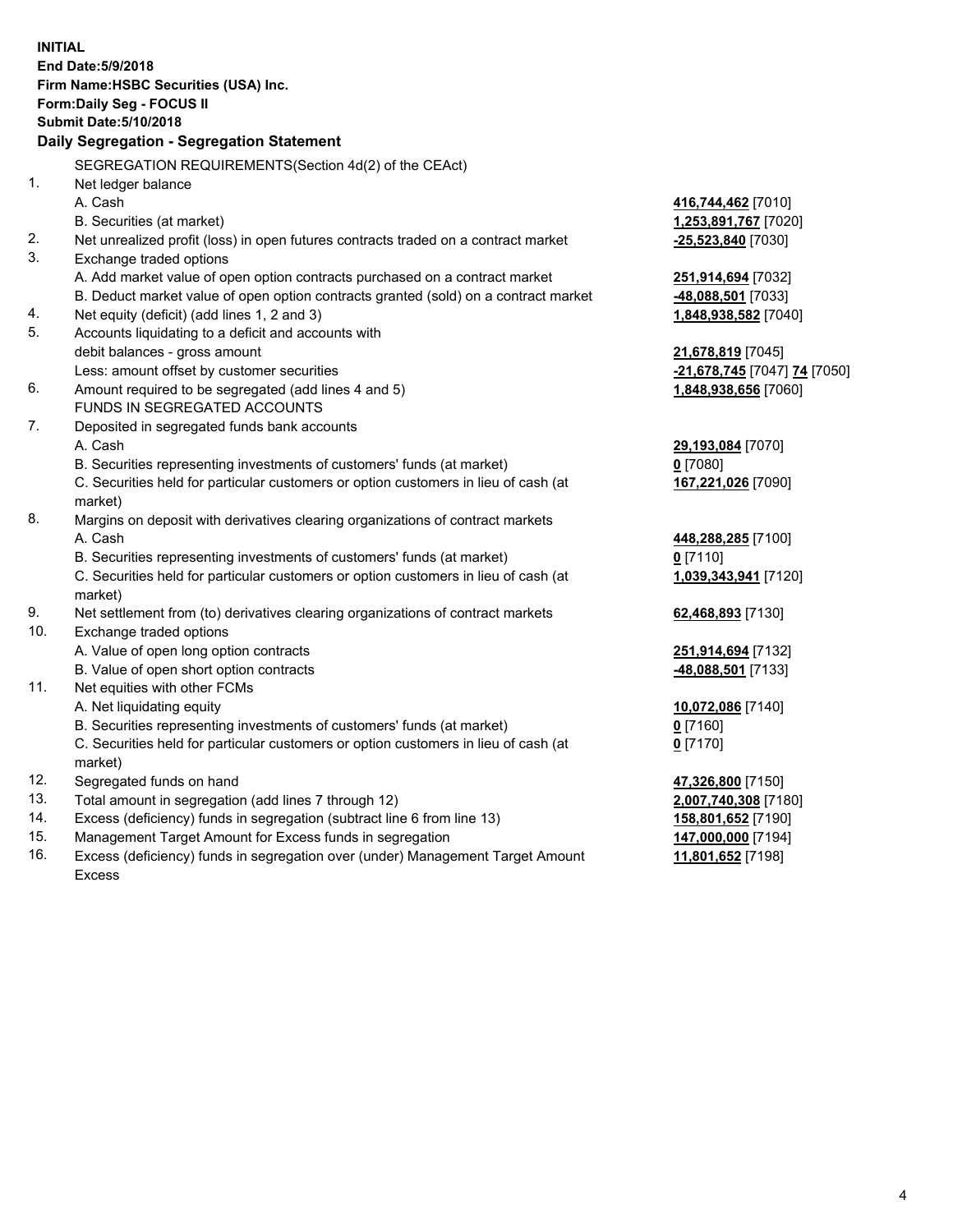**INITIAL**
**End Date:5/9/2018**
**Firm Name:HSBC Securities (USA) Inc.**
**Form:Daily Seg - FOCUS II**
**Submit Date:5/10/2018**

## Daily Segregation - Segregation Statement

| | | |
|---|---|---|
| | SEGREGATION REQUIREMENTS(Section 4d(2) of the CEAct) | |
| 1. | Net ledger balance | |
| | A. Cash | 416,744,462 [7010] |
| | B. Securities (at market) | 1,253,891,767 [7020] |
| 2. | Net unrealized profit (loss) in open futures contracts traded on a contract market | -25,523,840 [7030] |
| 3. | Exchange traded options | |
| | A. Add market value of open option contracts purchased on a contract market | 251,914,694 [7032] |
| | B. Deduct market value of open option contracts granted (sold) on a contract market | -48,088,501 [7033] |
| 4. | Net equity (deficit) (add lines 1, 2 and 3) | 1,848,938,582 [7040] |
| 5. | Accounts liquidating to a deficit and accounts with debit balances - gross amount | 21,678,819 [7045] |
| | Less: amount offset by customer securities | -21,678,745 [7047] 74 [7050] |
| 6. | Amount required to be segregated (add lines 4 and 5) | 1,848,938,656 [7060] |
| | FUNDS IN SEGREGATED ACCOUNTS | |
| 7. | Deposited in segregated funds bank accounts | |
| | A. Cash | 29,193,084 [7070] |
| | B. Securities representing investments of customers' funds (at market) | 0 [7080] |
| | C. Securities held for particular customers or option customers in lieu of cash (at market) | 167,221,026 [7090] |
| 8. | Margins on deposit with derivatives clearing organizations of contract markets | |
| | A. Cash | 448,288,285 [7100] |
| | B. Securities representing investments of customers' funds (at market) | 0 [7110] |
| | C. Securities held for particular customers or option customers in lieu of cash (at market) | 1,039,343,941 [7120] |
| 9. | Net settlement from (to) derivatives clearing organizations of contract markets | 62,468,893 [7130] |
| 10. | Exchange traded options | |
| | A. Value of open long option contracts | 251,914,694 [7132] |
| | B. Value of open short option contracts | -48,088,501 [7133] |
| 11. | Net equities with other FCMs | |
| | A. Net liquidating equity | 10,072,086 [7140] |
| | B. Securities representing investments of customers' funds (at market) | 0 [7160] |
| | C. Securities held for particular customers or option customers in lieu of cash (at market) | 0 [7170] |
| 12. | Segregated funds on hand | 47,326,800 [7150] |
| 13. | Total amount in segregation (add lines 7 through 12) | 2,007,740,308 [7180] |
| 14. | Excess (deficiency) funds in segregation (subtract line 6 from line 13) | 158,801,652 [7190] |
| 15. | Management Target Amount for Excess funds in segregation | 147,000,000 [7194] |
| 16. | Excess (deficiency) funds in segregation over (under) Management Target Amount Excess | 11,801,652 [7198] |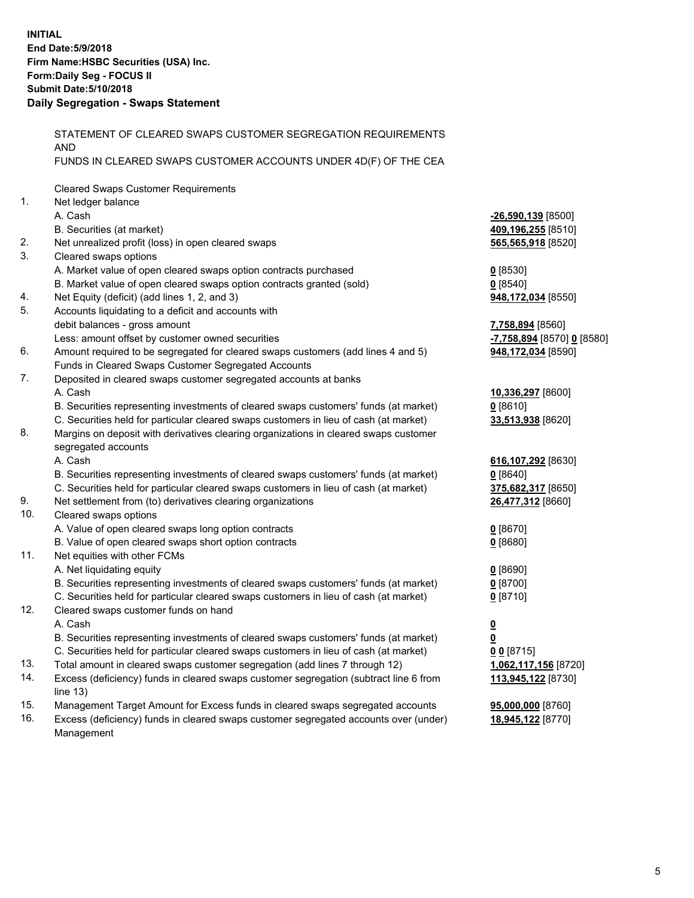**INITIAL**
**End Date:5/9/2018**
**Firm Name:HSBC Securities (USA) Inc.**
**Form:Daily Seg - FOCUS II**
**Submit Date:5/10/2018**
**Daily Segregation - Swaps Statement**

STATEMENT OF CLEARED SWAPS CUSTOMER SEGREGATION REQUIREMENTS AND FUNDS IN CLEARED SWAPS CUSTOMER ACCOUNTS UNDER 4D(F) OF THE CEA

| | | |
|---|---|---|
| | Cleared Swaps Customer Requirements | |
| 1. | Net ledger balance | |
| | A. Cash | **-26,590,139** [8500] |
| | B. Securities (at market) | **409,196,255** [8510] |
| 2. | Net unrealized profit (loss) in open cleared swaps | **565,565,918** [8520] |
| 3. | Cleared swaps options | |
| | A. Market value of open cleared swaps option contracts purchased | **0** [8530] |
| | B. Market value of open cleared swaps option contracts granted (sold) | **0** [8540] |
| 4. | Net Equity (deficit) (add lines 1, 2, and 3) | **948,172,034** [8550] |
| 5. | Accounts liquidating to a deficit and accounts with debit balances - gross amount | **7,758,894** [8560] |
| | Less: amount offset by customer owned securities | **-7,758,894** [8570] **0** [8580] |
| 6. | Amount required to be segregated for cleared swaps customers (add lines 4 and 5) | **948,172,034** [8590] |
| | Funds in Cleared Swaps Customer Segregated Accounts | |
| 7. | Deposited in cleared swaps customer segregated accounts at banks | |
| | A. Cash | **10,336,297** [8600] |
| | B. Securities representing investments of cleared swaps customers' funds (at market) | **0** [8610] |
| | C. Securities held for particular cleared swaps customers in lieu of cash (at market) | **33,513,938** [8620] |
| 8. | Margins on deposit with derivatives clearing organizations in cleared swaps customer segregated accounts | |
| | A. Cash | **616,107,292** [8630] |
| | B. Securities representing investments of cleared swaps customers' funds (at market) | **0** [8640] |
| | C. Securities held for particular cleared swaps customers in lieu of cash (at market) | **375,682,317** [8650] |
| 9. | Net settlement from (to) derivatives clearing organizations | **26,477,312** [8660] |
| 10. | Cleared swaps options | |
| | A. Value of open cleared swaps long option contracts | **0** [8670] |
| | B. Value of open cleared swaps short option contracts | **0** [8680] |
| 11. | Net equities with other FCMs | |
| | A. Net liquidating equity | **0** [8690] |
| | B. Securities representing investments of cleared swaps customers' funds (at market) | **0** [8700] |
| | C. Securities held for particular cleared swaps customers in lieu of cash (at market) | **0** [8710] |
| 12. | Cleared swaps customer funds on hand | |
| | A. Cash | **0** |
| | B. Securities representing investments of cleared swaps customers' funds (at market) | **0** |
| | C. Securities held for particular cleared swaps customers in lieu of cash (at market) | **0** **0** [8715] |
| 13. | Total amount in cleared swaps customer segregation (add lines 7 through 12) | **1,062,117,156** [8720] |
| 14. | Excess (deficiency) funds in cleared swaps customer segregation (subtract line 6 from line 13) | **113,945,122** [8730] |
| 15. | Management Target Amount for Excess funds in cleared swaps segregated accounts | **95,000,000** [8760] |
| 16. | Excess (deficiency) funds in cleared swaps customer segregated accounts over (under) Management | **18,945,122** [8770] |